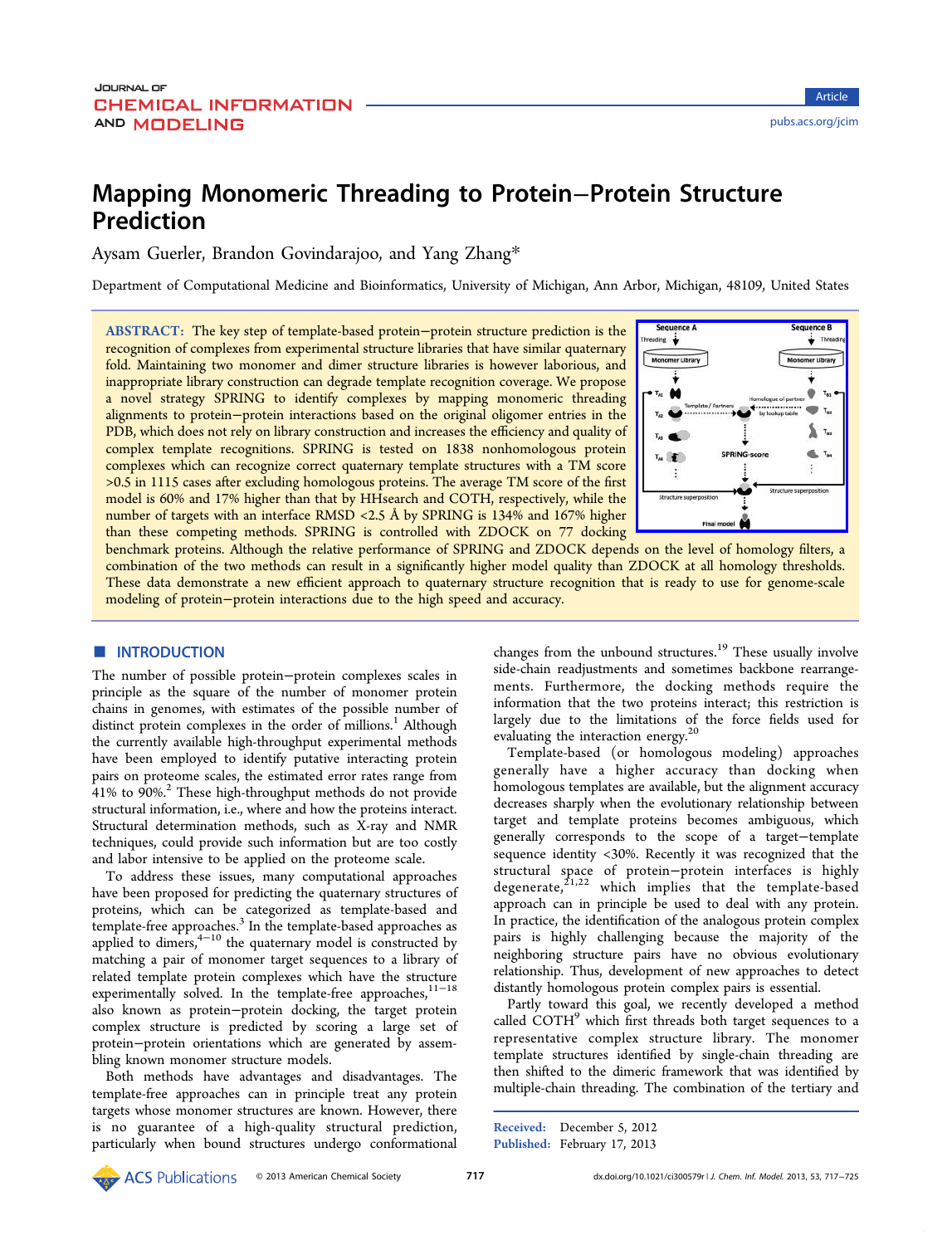# Mapping Monomeric Threading to Protein–Protein Structure Prediction

Aysam Guerler, Brandon Govindarajoo, and Yang Zhang*

Department of Computational Medicine and Bioinformatics, University of Michigan, Ann Arbor, Michigan, 48109, United States

**ABSTRACT:** The key step of template-based protein–protein structure prediction is the recognition of complexes from experimental structure libraries that have similar quaternary fold. Maintaining two monomer and dimer structure libraries is however laborious, and inappropriate library construction can degrade template recognition coverage. We propose a novel strategy SPRING to identify complexes by mapping monomeric threading alignments to protein–protein interactions based on the original oligomer entries in the PDB, which does not rely on library construction and increases the efficiency and quality of complex template recognitions. SPRING is tested on 1838 nonhomologous protein complexes which can recognize correct quaternary template structures with a TM score >0.5 in 1115 cases after excluding homologous proteins. The average TM score of the first model is 60% and 17% higher than that by HHsearch and COTH, respectively, while the number of targets with an interface RMSD <2.5 Å by SPRING is 134% and 167% higher than these competing methods. SPRING is controlled with ZDOCK on 77 docking benchmark proteins. Although the relative performance of SPRING and ZDOCK depends on the level of homology filters, a combination of the two methods can result in a significantly higher model quality than ZDOCK at all homology thresholds. These data demonstrate a new efficient approach to quaternary structure recognition that is ready to use for genome-scale modeling of protein–protein interactions due to the high speed and accuracy.

## INTRODUCTION

The number of possible protein–protein complexes scales in principle as the square of the number of monomer protein chains in genomes, with estimates of the possible number of distinct protein complexes in the order of millions.[1] Although the currently available high-throughput experimental methods have been employed to identify putative interacting protein pairs on proteome scales, the estimated error rates range from 41% to 90%.[2] These high-throughput methods do not provide structural information, i.e., where and how the proteins interact. Structural determination methods, such as X-ray and NMR techniques, could provide such information but are too costly and labor intensive to be applied on the proteome scale.

To address these issues, many computational approaches have been proposed for predicting the quaternary structures of proteins, which can be categorized as template-based and template-free approaches.[3] In the template-based approaches as applied to dimers,[4−10] the quaternary model is constructed by matching a pair of monomer target sequences to a library of related template protein complexes which have the structure experimentally solved. In the template-free approaches,[11−18] also known as protein–protein docking, the target protein complex structure is predicted by scoring a large set of protein–protein orientations which are generated by assembling known monomer structure models.

Both methods have advantages and disadvantages. The template-free approaches can in principle treat any protein targets whose monomer structures are known. However, there is no guarantee of a high-quality structural prediction, particularly when bound structures undergo conformational changes from the unbound structures.[19] These usually involve side-chain readjustments and sometimes backbone rearrangements. Furthermore, the docking methods require the information that the two proteins interact; this restriction is largely due to the limitations of the force fields used for evaluating the interaction energy.[20]

Template-based (or homologous modeling) approaches generally have a higher accuracy than docking when homologous templates are available, but the alignment accuracy decreases sharply when the evolutionary relationship between target and template proteins becomes ambiguous, which generally corresponds to the scope of a target–template sequence identity <30%. Recently it was recognized that the structural space of protein–protein interfaces is highly degenerate,[21,22] which implies that the template-based approach can in principle be used to deal with any protein. In practice, the identification of the analogous protein complex pairs is highly challenging because the majority of the neighboring structure pairs have no obvious evolutionary relationship. Thus, development of new approaches to detect distantly homologous protein complex pairs is essential.

Partly toward this goal, we recently developed a method called COTH[9] which first threads both target sequences to a representative complex structure library. The monomer template structures identified by single-chain threading are then shifted to the dimeric framework that was identified by multiple-chain threading. The combination of the tertiary and

Received: December 5, 2012
Published: February 17, 2013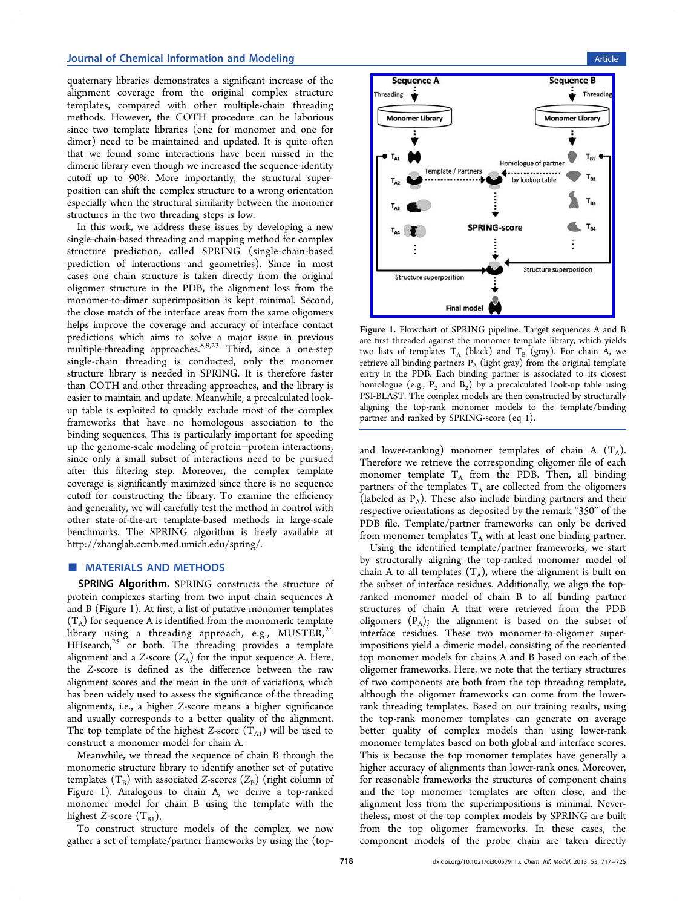quaternary libraries demonstrates a significant increase of the alignment coverage from the original complex structure templates, compared with other multiple-chain threading methods. However, the COTH procedure can be laborious since two template libraries (one for monomer and one for dimer) need to be maintained and updated. It is quite often that we found some interactions have been missed in the dimeric library even though we increased the sequence identity cutoff up to 90%. More importantly, the structural superposition can shift the complex structure to a wrong orientation especially when the structural similarity between the monomer structures in the two threading steps is low.

In this work, we address these issues by developing a new single-chain-based threading and mapping method for complex structure prediction, called SPRING (single-chain-based prediction of interactions and geometries). Since in most cases one chain structure is taken directly from the original oligomer structure in the PDB, the alignment loss from the monomer-to-dimer superimposition is kept minimal. Second, the close match of the interface areas from the same oligomers helps improve the coverage and accuracy of interface contact predictions which aims to solve a major issue in previous multiple-threading approaches.[8,9,23] Third, since a one-step single-chain threading is conducted, only the monomer structure library is needed in SPRING. It is therefore faster than COTH and other threading approaches, and the library is easier to maintain and update. Meanwhile, a precalculated look-up table is exploited to quickly exclude most of the complex frameworks that have no homologous association to the binding sequences. This is particularly important for speeding up the genome-scale modeling of protein−protein interactions, since only a small subset of interactions need to be pursued after this filtering step. Moreover, the complex template coverage is significantly maximized since there is no sequence cutoff for constructing the library. To examine the efficiency and generality, we will carefully test the method in control with other state-of-the-art template-based methods in large-scale benchmarks. The SPRING algorithm is freely available at http://zhanglab.ccmb.med.umich.edu/spring/.

## ■ MATERIALS AND METHODS

**SPRING Algorithm.** SPRING constructs the structure of protein complexes starting from two input chain sequences A and B (Figure 1). At first, a list of putative monomer templates ($T_A$) for sequence A is identified from the monomeric template library using a threading approach, e.g., MUSTER,[24] HHsearch,[25] or both. The threading provides a template alignment and a Z-score ($Z_A$) for the input sequence A. Here, the Z-score is defined as the difference between the raw alignment scores and the mean in the unit of variations, which has been widely used to assess the significance of the threading alignments, i.e., a higher Z-score means a higher significance and usually corresponds to a better quality of the alignment. The top template of the highest Z-score ($T_{A1}$) will be used to construct a monomer model for chain A.

Meanwhile, we thread the sequence of chain B through the monomeric structure library to identify another set of putative templates ($T_B$) with associated Z-scores ($Z_B$) (right column of Figure 1). Analogous to chain A, we derive a top-ranked monomer model for chain B using the template with the highest Z-score ($T_{B1}$).

To construct structure models of the complex, we now gather a set of template/partner frameworks by using the (top- and lower-ranking) monomer templates of chain A ($T_A$). Therefore we retrieve the corresponding oligomer file of each monomer template $T_A$ from the PDB. Then, all binding partners of the templates $T_A$ are collected from the oligomers (labeled as $P_A$). These also include binding partners and their respective orientations as deposited by the remark "350" of the PDB file. Template/partner frameworks can only be derived from monomer templates $T_A$ with at least one binding partner.

Figure 1. Flowchart of SPRING pipeline. Target sequences A and B are first threaded against the monomer template library, which yields two lists of templates $T_A$ (black) and $T_B$ (gray). For chain A, we retrieve all binding partners $P_A$ (light gray) from the original template entry in the PDB. Each binding partner is associated to its closest homologue (e.g., $P_2$ and $B_2$) by a precalculated look-up table using PSI-BLAST. The complex models are then constructed by structurally aligning the top-rank monomer models to the template/binding partner and ranked by SPRING-score (eq 1).

Using the identified template/partner frameworks, we start by structurally aligning the top-ranked monomer model of chain A to all templates ($T_A$), where the alignment is built on the subset of interface residues. Additionally, we align the top-ranked monomer model of chain B to all binding partner structures of chain A that were retrieved from the PDB oligomers ($P_A$); the alignment is based on the subset of interface residues. These two monomer-to-oligomer superimpositions yield a dimeric model, consisting of the reoriented top monomer models for chains A and B based on each of the oligomer frameworks. Here, we note that the tertiary structures of two components are both from the top threading template, although the oligomer frameworks can come from the lower-rank threading templates. Based on our training results, using the top-rank monomer templates can generate on average better quality of complex models than using lower-rank monomer templates based on both global and interface scores. This is because the top monomer templates have generally a higher accuracy of alignments than lower-rank ones. Moreover, for reasonable frameworks the structures of component chains and the top monomer templates are often close, and the alignment loss from the superimpositions is minimal. Nevertheless, most of the top complex models by SPRING are built from the top oligomer frameworks. In these cases, the component models of the probe chain are taken directly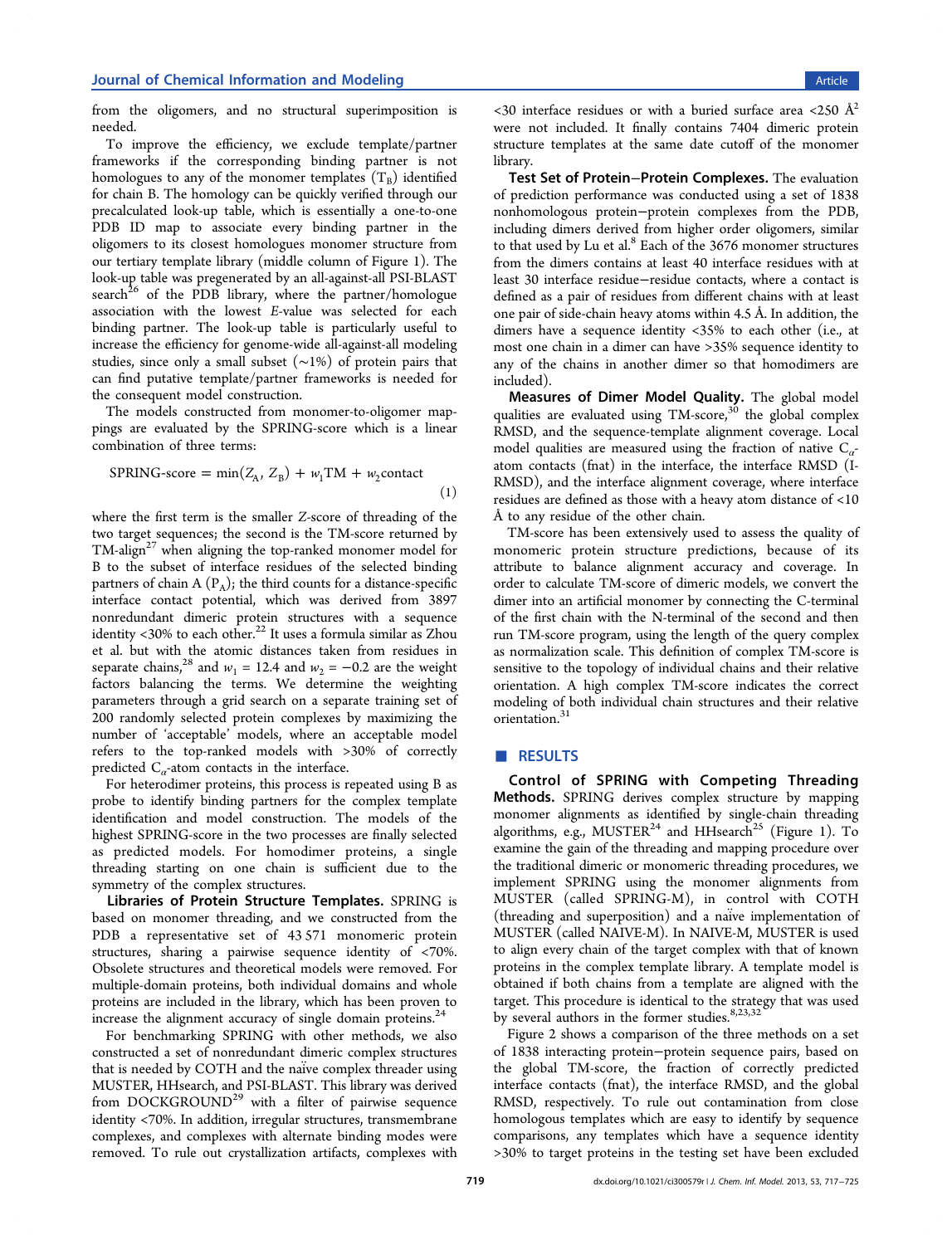from the oligomers, and no structural superimposition is needed.

To improve the efficiency, we exclude template/partner frameworks if the corresponding binding partner is not homologues to any of the monomer templates ($T_B$) identified for chain B. The homology can be quickly verified through our precalculated look-up table, which is essentially a one-to-one PDB ID map to associate every binding partner in the oligomers to its closest homologues monomer structure from our tertiary template library (middle column of Figure 1). The look-up table was pregenerated by an all-against-all PSI-BLAST search[26] of the PDB library, where the partner/homologue association with the lowest E-value was selected for each binding partner. The look-up table is particularly useful to increase the efficiency for genome-wide all-against-all modeling studies, since only a small subset (∼1%) of protein pairs that can find putative template/partner frameworks is needed for the consequent model construction.

The models constructed from monomer-to-oligomer mappings are evaluated by the SPRING-score which is a linear combination of three terms:

$$\text{SPRING-score} = \min(Z_A, Z_B) + w_1\text{TM} + w_2\text{contact} \tag{1}$$

where the first term is the smaller Z-score of threading of the two target sequences; the second is the TM-score returned by TM-align[27] when aligning the top-ranked monomer model for B to the subset of interface residues of the selected binding partners of chain A ($P_A$); the third counts for a distance-specific interface contact potential, which was derived from 3897 nonredundant dimeric protein structures with a sequence identity <30% to each other.[22] It uses a formula similar as Zhou et al. but with the atomic distances taken from residues in separate chains,[28] and $w_1 = 12.4$ and $w_2 = -0.2$ are the weight factors balancing the terms. We determine the weighting parameters through a grid search on a separate training set of 200 randomly selected protein complexes by maximizing the number of 'acceptable' models, where an acceptable model refers to the top-ranked models with >30% of correctly predicted $C_\alpha$-atom contacts in the interface.

For heterodimer proteins, this process is repeated using B as probe to identify binding partners for the complex template identification and model construction. The models of the highest SPRING-score in the two processes are finally selected as predicted models. For homodimer proteins, a single threading starting on one chain is sufficient due to the symmetry of the complex structures.

**Libraries of Protein Structure Templates.** SPRING is based on monomer threading, and we constructed from the PDB a representative set of 43 571 monomeric protein structures, sharing a pairwise sequence identity of <70%. Obsolete structures and theoretical models were removed. For multiple-domain proteins, both individual domains and whole proteins are included in the library, which has been proven to increase the alignment accuracy of single domain proteins.[24]

For benchmarking SPRING with other methods, we also constructed a set of nonredundant dimeric complex structures that is needed by COTH and the naïve complex threader using MUSTER, HHsearch, and PSI-BLAST. This library was derived from DOCKGROUND[29] with a filter of pairwise sequence identity <70%. In addition, irregular structures, transmembrane complexes, and complexes with alternate binding modes were removed. To rule out crystallization artifacts, complexes with <30 interface residues or with a buried surface area <250 Å$^2$ were not included. It finally contains 7404 dimeric protein structure templates at the same date cutoff of the monomer library.

**Test Set of Protein–Protein Complexes.** The evaluation of prediction performance was conducted using a set of 1838 nonhomologous protein–protein complexes from the PDB, including dimers derived from higher order oligomers, similar to that used by Lu et al.[8] Each of the 3676 monomer structures from the dimers contains at least 40 interface residues with at least 30 interface residue–residue contacts, where a contact is defined as a pair of residues from different chains with at least one pair of side-chain heavy atoms within 4.5 Å. In addition, the dimers have a sequence identity <35% to each other (i.e., at most one chain in a dimer can have >35% sequence identity to any of the chains in another dimer so that homodimers are included).

**Measures of Dimer Model Quality.** The global model qualities are evaluated using TM-score,[30] the global complex RMSD, and the sequence-template alignment coverage. Local model qualities are measured using the fraction of native $C_\alpha$-atom contacts (fnat) in the interface, the interface RMSD (I-RMSD), and the interface alignment coverage, where interface residues are defined as those with a heavy atom distance of <10 Å to any residue of the other chain.

TM-score has been extensively used to assess the quality of monomeric protein structure predictions, because of its attribute to balance alignment accuracy and coverage. In order to calculate TM-score of dimeric models, we convert the dimer into an artificial monomer by connecting the C-terminal of the first chain with the N-terminal of the second and then run TM-score program, using the length of the query complex as normalization scale. This definition of complex TM-score is sensitive to the topology of individual chains and their relative orientation. A high complex TM-score indicates the correct modeling of both individual chain structures and their relative orientation.[31]

## RESULTS

**Control of SPRING with Competing Threading Methods.** SPRING derives complex structure by mapping monomer alignments as identified by single-chain threading algorithms, e.g., MUSTER[24] and HHsearch[25] (Figure 1). To examine the gain of the threading and mapping procedure over the traditional dimeric or monomeric threading procedures, we implement SPRING using the monomer alignments from MUSTER (called SPRING-M), in control with COTH (threading and superposition) and a naïve implementation of MUSTER (called NAIVE-M). In NAIVE-M, MUSTER is used to align every chain of the target complex with that of known proteins in the complex template library. A template model is obtained if both chains from a template are aligned with the target. This procedure is identical to the strategy that was used by several authors in the former studies.[8,23,32]

Figure 2 shows a comparison of the three methods on a set of 1838 interacting protein–protein sequence pairs, based on the global TM-score, the fraction of correctly predicted interface contacts (fnat), the interface RMSD, and the global RMSD, respectively. To rule out contamination from close homologous templates which are easy to identify by sequence comparisons, any templates which have a sequence identity >30% to target proteins in the testing set have been excluded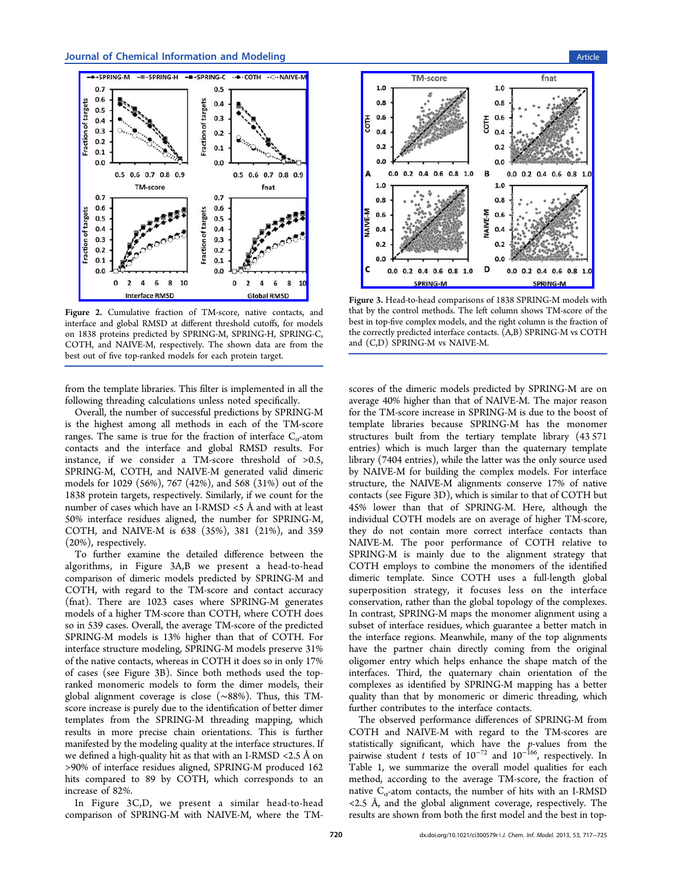Figure 2. Cumulative fraction of TM-score, native contacts, and interface and global RMSD at different threshold cutoffs, for models on 1838 proteins predicted by SPRING-M, SPRING-H, SPRING-C, COTH, and NAIVE-M, respectively. The shown data are from the best out of five top-ranked models for each protein target.

Figure 3. Head-to-head comparisons of 1838 SPRING-M models with that by the control methods. The left column shows TM-score of the best in top-five complex models, and the right column is the fraction of the correctly predicted interface contacts. (A,B) SPRING-M vs COTH and (C,D) SPRING-M vs NAIVE-M.

from the template libraries. This filter is implemented in all the following threading calculations unless noted specifically.

Overall, the number of successful predictions by SPRING-M is the highest among all methods in each of the TM-score ranges. The same is true for the fraction of interface $C_\alpha$-atom contacts and the interface and global RMSD results. For instance, if we consider a TM-score threshold of >0.5, SPRING-M, COTH, and NAIVE-M generated valid dimeric models for 1029 (56%), 767 (42%), and 568 (31%) out of the 1838 protein targets, respectively. Similarly, if we count for the number of cases which have an I-RMSD <5 Å and with at least 50% interface residues aligned, the number for SPRING-M, COTH, and NAIVE-M is 638 (35%), 381 (21%), and 359 (20%), respectively.

To further examine the detailed difference between the algorithms, in Figure 3A,B we present a head-to-head comparison of dimeric models predicted by SPRING-M and COTH, with regard to the TM-score and contact accuracy (fnat). There are 1023 cases where SPRING-M generates models of a higher TM-score than COTH, where COTH does so in 539 cases. Overall, the average TM-score of the predicted SPRING-M models is 13% higher than that of COTH. For interface structure modeling, SPRING-M models preserve 31% of the native contacts, whereas in COTH it does so in only 17% of cases (see Figure 3B). Since both methods used the top-ranked monomeric models to form the dimer models, their global alignment coverage is close (~88%). Thus, this TM-score increase is purely due to the identification of better dimer templates from the SPRING-M threading mapping, which results in more precise chain orientations. This is further manifested by the modeling quality at the interface structures. If we defined a high-quality hit as that with an I-RMSD <2.5 Å on >90% of interface residues aligned, SPRING-M produced 162 hits compared to 89 by COTH, which corresponds to an increase of 82%.

In Figure 3C,D, we present a similar head-to-head comparison of SPRING-M with NAIVE-M, where the TM-scores of the dimeric models predicted by SPRING-M are on average 40% higher than that of NAIVE-M. The major reason for the TM-score increase in SPRING-M is due to the boost of template libraries because SPRING-M has the monomer structures built from the tertiary template library (43 571 entries) which is much larger than the quaternary template library (7404 entries), while the latter was the only source used by NAIVE-M for building the complex models. For interface structure, the NAIVE-M alignments conserve 17% of native contacts (see Figure 3D), which is similar to that of COTH but 45% lower than that of SPRING-M. Here, although the individual COTH models are on average of higher TM-score, they do not contain more correct interface contacts than NAIVE-M. The poor performance of COTH relative to SPRING-M is mainly due to the alignment strategy that COTH employs to combine the monomers of the identified dimeric template. Since COTH uses a full-length global superposition strategy, it focuses less on the interface conservation, rather than the global topology of the complexes. In contrast, SPRING-M maps the monomer alignment using a subset of interface residues, which guarantee a better match in the interface regions. Meanwhile, many of the top alignments have the partner chain directly coming from the original oligomer entry which helps enhance the shape match of the interfaces. Third, the quaternary chain orientation of the complexes as identified by SPRING-M mapping has a better quality than that by monomeric or dimeric threading, which further contributes to the interface contacts.

The observed performance differences of SPRING-M from COTH and NAIVE-M with regard to the TM-scores are statistically significant, which have the $p$-values from the pairwise student $t$ tests of $10^{-72}$ and $10^{-166}$, respectively. In Table 1, we summarize the overall model qualities for each method, according to the average TM-score, the fraction of native $C_\alpha$-atom contacts, the number of hits with an I-RMSD <2.5 Å, and the global alignment coverage, respectively. The results are shown from both the first model and the best in top-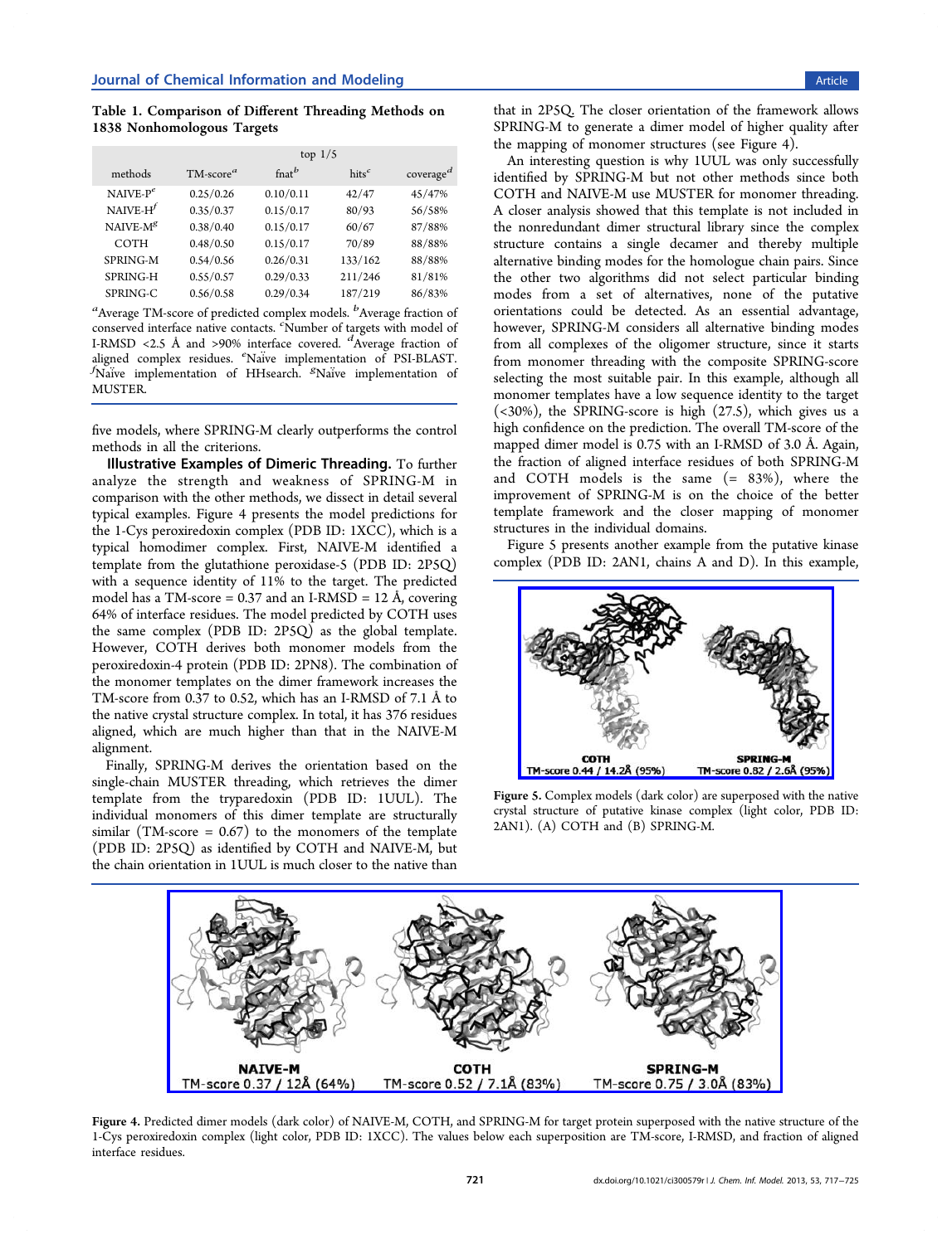**Table 1. Comparison of Different Threading Methods on 1838 Nonhomologous Targets**

| methods | top 1/5 | | | |
|---|---|---|---|---|
| | TM-score[a] | fnat[b] | hits[c] | coverage[d] |
| NAIVE-P[e] | 0.25/0.26 | 0.10/0.11 | 42/47 | 45/47% |
| NAIVE-H[f] | 0.35/0.37 | 0.15/0.17 | 80/93 | 56/58% |
| NAIVE-M[g] | 0.38/0.40 | 0.15/0.17 | 60/67 | 87/88% |
| COTH | 0.48/0.50 | 0.15/0.17 | 70/89 | 88/88% |
| SPRING-M | 0.54/0.56 | 0.26/0.31 | 133/162 | 88/88% |
| SPRING-H | 0.55/0.57 | 0.29/0.33 | 211/246 | 81/81% |
| SPRING-C | 0.56/0.58 | 0.29/0.34 | 187/219 | 86/83% |

[a]Average TM-score of predicted complex models. [b]Average fraction of conserved interface native contacts. [c]Number of targets with model of I-RMSD <2.5 Å and >90% interface covered. [d]Average fraction of aligned complex residues. [e]Naïve implementation of PSI-BLAST. [f]Naïve implementation of HHsearch. [g]Naïve implementation of MUSTER.

five models, where SPRING-M clearly outperforms the control methods in all the criterions.

**Illustrative Examples of Dimeric Threading.** To further analyze the strength and weakness of SPRING-M in comparison with the other methods, we dissect in detail several typical examples. Figure 4 presents the model predictions for the 1-Cys peroxiredoxin complex (PDB ID: 1XCC), which is a typical homodimer complex. First, NAIVE-M identified a template from the glutathione peroxidase-5 (PDB ID: 2P5Q) with a sequence identity of 11% to the target. The predicted model has a TM-score = 0.37 and an I-RMSD = 12 Å, covering 64% of interface residues. The model predicted by COTH uses the same complex (PDB ID: 2P5Q) as the global template. However, COTH derives both monomer models from the peroxiredoxin-4 protein (PDB ID: 2PN8). The combination of the monomer templates on the dimer framework increases the TM-score from 0.37 to 0.52, which has an I-RMSD of 7.1 Å to the native crystal structure complex. In total, it has 376 residues aligned, which are much higher than that in the NAIVE-M alignment.

Finally, SPRING-M derives the orientation based on the single-chain MUSTER threading, which retrieves the dimer template from the tryparedoxin (PDB ID: 1UUL). The individual monomers of this dimer template are structurally similar (TM-score = 0.67) to the monomers of the template (PDB ID: 2P5Q) as identified by COTH and NAIVE-M, but the chain orientation in 1UUL is much closer to the native than that in 2P5Q. The closer orientation of the framework allows SPRING-M to generate a dimer model of higher quality after the mapping of monomer structures (see Figure 4).

An interesting question is why 1UUL was only successfully identified by SPRING-M but not other methods since both COTH and NAIVE-M use MUSTER for monomer threading. A closer analysis showed that this template is not included in the nonredundant dimer structural library since the complex structure contains a single decamer and thereby multiple alternative binding modes for the homologue chain pairs. Since the other two algorithms did not select particular binding modes from a set of alternatives, none of the putative orientations could be detected. As an essential advantage, however, SPRING-M considers all alternative binding modes from all complexes of the oligomer structure, since it starts from monomer threading with the composite SPRING-score selecting the most suitable pair. In this example, although all monomer templates have a low sequence identity to the target (<30%), the SPRING-score is high (27.5), which gives us a high confidence on the prediction. The overall TM-score of the mapped dimer model is 0.75 with an I-RMSD of 3.0 Å. Again, the fraction of aligned interface residues of both SPRING-M and COTH models is the same (= 83%), where the improvement of SPRING-M is on the choice of the better template framework and the closer mapping of monomer structures in the individual domains.

Figure 5 presents another example from the putative kinase complex (PDB ID: 2AN1, chains A and D). In this example,

Figure 5. Complex models (dark color) are superposed with the native crystal structure of putative kinase complex (light color, PDB ID: 2AN1). (A) COTH and (B) SPRING-M.

Figure 4. Predicted dimer models (dark color) of NAIVE-M, COTH, and SPRING-M for target protein superposed with the native structure of the 1-Cys peroxiredoxin complex (light color, PDB ID: 1XCC). The values below each superposition are TM-score, I-RMSD, and fraction of aligned interface residues.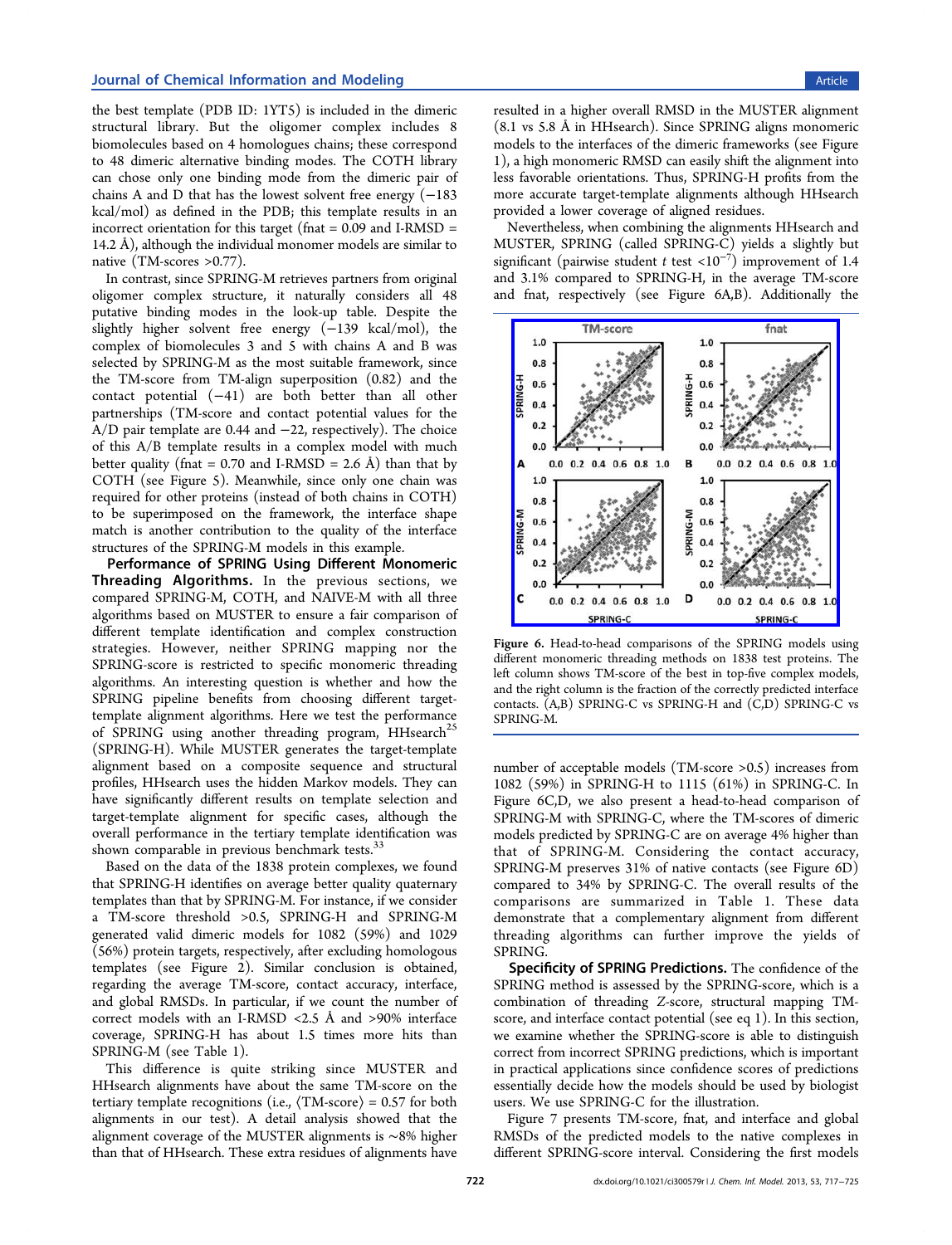the best template (PDB ID: 1YT5) is included in the dimeric structural library. But the oligomer complex includes 8 biomolecules based on 4 homologues chains; these correspond to 48 dimeric alternative binding modes. The COTH library can chose only one binding mode from the dimeric pair of chains A and D that has the lowest solvent free energy (−183 kcal/mol) as defined in the PDB; this template results in an incorrect orientation for this target (fnat = 0.09 and I-RMSD = 14.2 Å), although the individual monomer models are similar to native (TM-scores >0.77).

In contrast, since SPRING-M retrieves partners from original oligomer complex structure, it naturally considers all 48 putative binding modes in the look-up table. Despite the slightly higher solvent free energy (−139 kcal/mol), the complex of biomolecules 3 and 5 with chains A and B was selected by SPRING-M as the most suitable framework, since the TM-score from TM-align superposition (0.82) and the contact potential (−41) are both better than all other partnerships (TM-score and contact potential values for the A/D pair template are 0.44 and −22, respectively). The choice of this A/B template results in a complex model with much better quality (fnat = 0.70 and I-RMSD = 2.6 Å) than that by COTH (see Figure 5). Meanwhile, since only one chain was required for other proteins (instead of both chains in COTH) to be superimposed on the framework, the interface shape match is another contribution to the quality of the interface structures of the SPRING-M models in this example.

**Performance of SPRING Using Different Monomeric Threading Algorithms.** In the previous sections, we compared SPRING-M, COTH, and NAIVE-M with all three algorithms based on MUSTER to ensure a fair comparison of different template identification and complex construction strategies. However, neither SPRING mapping nor the SPRING-score is restricted to specific monomeric threading algorithms. An interesting question is whether and how the SPRING pipeline benefits from choosing different target-template alignment algorithms. Here we test the performance of SPRING using another threading program, HHsearch[25] (SPRING-H). While MUSTER generates the target-template alignment based on a composite sequence and structural profiles, HHsearch uses the hidden Markov models. They can have significantly different results on template selection and target-template alignment for specific cases, although the overall performance in the tertiary template identification was shown comparable in previous benchmark tests.[33]

Based on the data of the 1838 protein complexes, we found that SPRING-H identifies on average better quality quaternary templates than that by SPRING-M. For instance, if we consider a TM-score threshold >0.5, SPRING-H and SPRING-M generated valid dimeric models for 1082 (59%) and 1029 (56%) protein targets, respectively, after excluding homologous templates (see Figure 2). Similar conclusion is obtained, regarding the average TM-score, contact accuracy, interface, and global RMSDs. In particular, if we count the number of correct models with an I-RMSD <2.5 Å and >90% interface coverage, SPRING-H has about 1.5 times more hits than SPRING-M (see Table 1).

This difference is quite striking since MUSTER and HHsearch alignments have about the same TM-score on the tertiary template recognitions (i.e., ⟨TM-score⟩ = 0.57 for both alignments in our test). A detail analysis showed that the alignment coverage of the MUSTER alignments is ∼8% higher than that of HHsearch. These extra residues of alignments have resulted in a higher overall RMSD in the MUSTER alignment (8.1 vs 5.8 Å in HHsearch). Since SPRING aligns monomeric models to the interfaces of the dimeric frameworks (see Figure 1), a high monomeric RMSD can easily shift the alignment into less favorable orientations. Thus, SPRING-H profits from the more accurate target-template alignments although HHsearch provided a lower coverage of aligned residues.

Nevertheless, when combining the alignments HHsearch and MUSTER, SPRING (called SPRING-C) yields a slightly but significant (pairwise student *t* test $<10^{-7}$) improvement of 1.4 and 3.1% compared to SPRING-H, in the average TM-score and fnat, respectively (see Figure 6A,B). Additionally the number of acceptable models (TM-score >0.5) increases from 1082 (59%) in SPRING-H to 1115 (61%) in SPRING-C. In Figure 6C,D, we also present a head-to-head comparison of SPRING-M with SPRING-C, where the TM-scores of dimeric models predicted by SPRING-C are on average 4% higher than that of SPRING-M. Considering the contact accuracy, SPRING-M preserves 31% of native contacts (see Figure 6D) compared to 34% by SPRING-C. The overall results of the comparisons are summarized in Table 1. These data demonstrate that a complementary alignment from different threading algorithms can further improve the yields of SPRING.

Figure 6. Head-to-head comparisons of the SPRING models using different monomeric threading methods on 1838 test proteins. The left column shows TM-score of the best in top-five complex models, and the right column is the fraction of the correctly predicted interface contacts. (A,B) SPRING-C vs SPRING-H and (C,D) SPRING-C vs SPRING-M.

**Specificity of SPRING Predictions.** The confidence of the SPRING method is assessed by the SPRING-score, which is a combination of threading *Z*-score, structural mapping TM-score, and interface contact potential (see eq 1). In this section, we examine whether the SPRING-score is able to distinguish correct from incorrect SPRING predictions, which is important in practical applications since confidence scores of predictions essentially decide how the models should be used by biologist users. We use SPRING-C for the illustration.

Figure 7 presents TM-score, fnat, and interface and global RMSDs of the predicted models to the native complexes in different SPRING-score interval. Considering the first models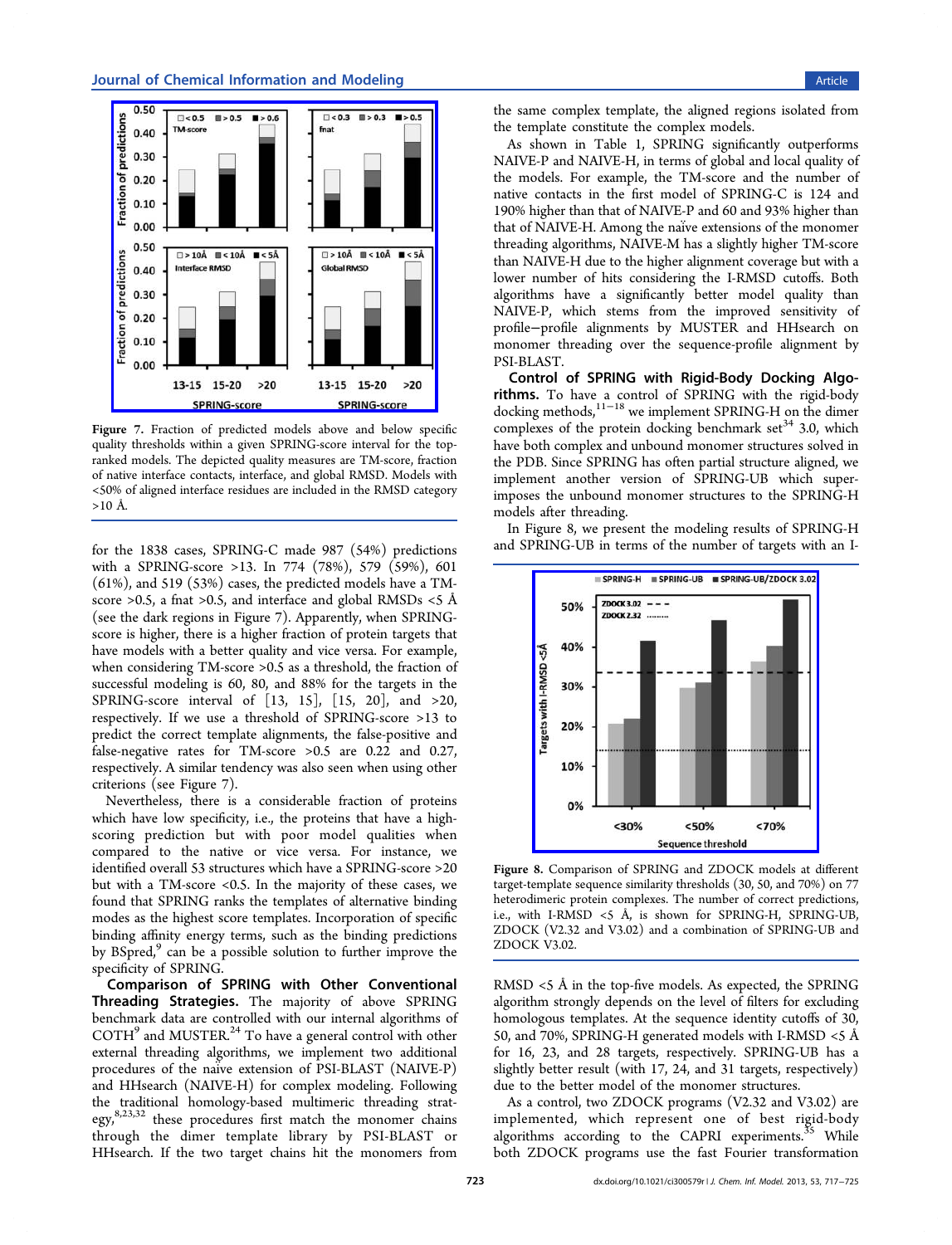Figure 7. Fraction of predicted models above and below specific quality thresholds within a given SPRING-score interval for the top-ranked models. The depicted quality measures are TM-score, fraction of native interface contacts, interface, and global RMSD. Models with <50% of aligned interface residues are included in the RMSD category >10 Å.

for the 1838 cases, SPRING-C made 987 (54%) predictions with a SPRING-score >13. In 774 (78%), 579 (59%), 601 (61%), and 519 (53%) cases, the predicted models have a TM-score >0.5, a fnat >0.5, and interface and global RMSDs <5 Å (see the dark regions in Figure 7). Apparently, when SPRING-score is higher, there is a higher fraction of protein targets that have models with a better quality and vice versa. For example, when considering TM-score >0.5 as a threshold, the fraction of successful modeling is 60, 80, and 88% for the targets in the SPRING-score interval of [13, 15], [15, 20], and >20, respectively. If we use a threshold of SPRING-score >13 to predict the correct template alignments, the false-positive and false-negative rates for TM-score >0.5 are 0.22 and 0.27, respectively. A similar tendency was also seen when using other criterions (see Figure 7).

Nevertheless, there is a considerable fraction of proteins which have low specificity, i.e., the proteins that have a high-scoring prediction but with poor model qualities when compared to the native or vice versa. For instance, we identified overall 53 structures which have a SPRING-score >20 but with a TM-score <0.5. In the majority of these cases, we found that SPRING ranks the templates of alternative binding modes as the highest score templates. Incorporation of specific binding affinity energy terms, such as the binding predictions by BSpred,[9] can be a possible solution to further improve the specificity of SPRING.

**Comparison of SPRING with Other Conventional Threading Strategies.** The majority of above SPRING benchmark data are controlled with our internal algorithms of COTH[9] and MUSTER.[24] To have a general control with other external threading algorithms, we implement two additional procedures of the naïve extension of PSI-BLAST (NAIVE-P) and HHsearch (NAIVE-H) for complex modeling. Following the traditional homology-based multimeric threading strategy,[8,23,32] these procedures first match the monomer chains through the dimer template library by PSI-BLAST or HHsearch. If the two target chains hit the monomers from the same complex template, the aligned regions isolated from the template constitute the complex models.

As shown in Table 1, SPRING significantly outperforms NAIVE-P and NAIVE-H, in terms of global and local quality of the models. For example, the TM-score and the number of native contacts in the first model of SPRING-C is 124 and 190% higher than that of NAIVE-P and 60 and 93% higher than that of NAIVE-H. Among the naïve extensions of the monomer threading algorithms, NAIVE-M has a slightly higher TM-score than NAIVE-H due to the higher alignment coverage but with a lower number of hits considering the I-RMSD cutoffs. Both algorithms have a significantly better model quality than NAIVE-P, which stems from the improved sensitivity of profile−profile alignments by MUSTER and HHsearch on monomer threading over the sequence-profile alignment by PSI-BLAST.

**Control of SPRING with Rigid-Body Docking Algorithms.** To have a control of SPRING with the rigid-body docking methods,[11−18] we implement SPRING-H on the dimer complexes of the protein docking benchmark set[34] 3.0, which have both complex and unbound monomer structures solved in the PDB. Since SPRING has often partial structure aligned, we implement another version of SPRING-UB which superimposes the unbound monomer structures to the SPRING-H models after threading.

In Figure 8, we present the modeling results of SPRING-H and SPRING-UB in terms of the number of targets with an I-RMSD <5 Å in the top-five models. As expected, the SPRING algorithm strongly depends on the level of filters for excluding homologous templates. At the sequence identity cutoffs of 30, 50, and 70%, SPRING-H generated models with I-RMSD <5 Å for 16, 23, and 28 targets, respectively. SPRING-UB has a slightly better result (with 17, 24, and 31 targets, respectively) due to the better model of the monomer structures.

Figure 8. Comparison of SPRING and ZDOCK models at different target-template sequence similarity thresholds (30, 50, and 70%) on 77 heterodimeric protein complexes. The number of correct predictions, i.e., with I-RMSD <5 Å, is shown for SPRING-H, SPRING-UB, ZDOCK (V2.32 and V3.02) and a combination of SPRING-UB and ZDOCK V3.02.

As a control, two ZDOCK programs (V2.32 and V3.02) are implemented, which represent one of best rigid-body algorithms according to the CAPRI experiments.[35] While both ZDOCK programs use the fast Fourier transformation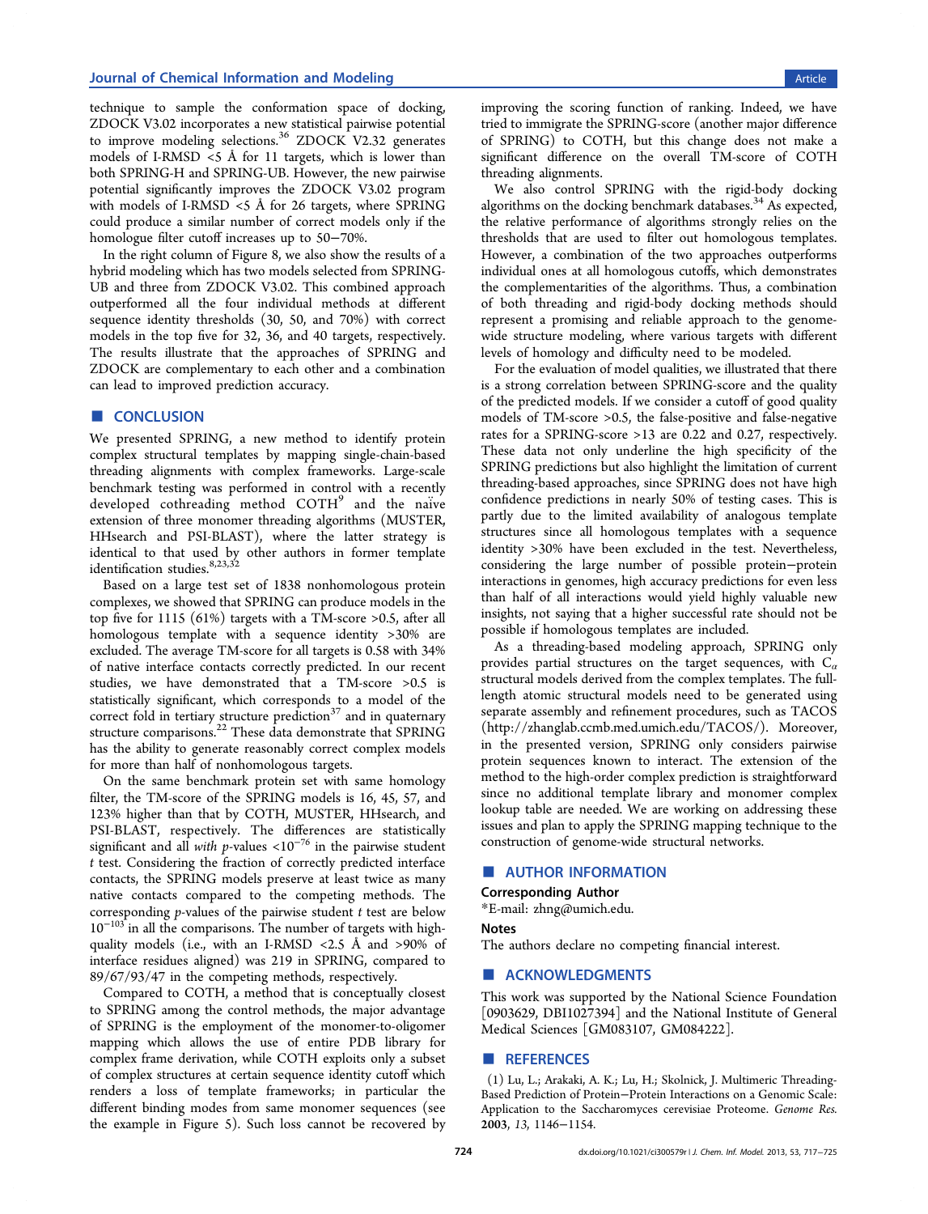technique to sample the conformation space of docking, ZDOCK V3.02 incorporates a new statistical pairwise potential to improve modeling selections.[36] ZDOCK V2.32 generates models of I-RMSD <5 Å for 11 targets, which is lower than both SPRING-H and SPRING-UB. However, the new pairwise potential significantly improves the ZDOCK V3.02 program with models of I-RMSD <5 Å for 26 targets, where SPRING could produce a similar number of correct models only if the homologue filter cutoff increases up to 50−70%.

In the right column of Figure 8, we also show the results of a hybrid modeling which has two models selected from SPRING-UB and three from ZDOCK V3.02. This combined approach outperformed all the four individual methods at different sequence identity thresholds (30, 50, and 70%) with correct models in the top five for 32, 36, and 40 targets, respectively. The results illustrate that the approaches of SPRING and ZDOCK are complementary to each other and a combination can lead to improved prediction accuracy.

## ■ CONCLUSION

We presented SPRING, a new method to identify protein complex structural templates by mapping single-chain-based threading alignments with complex frameworks. Large-scale benchmark testing was performed in control with a recently developed cothreading method COTH[9] and the naive extension of three monomer threading algorithms (MUSTER, HHsearch and PSI-BLAST), where the latter strategy is identical to that used by other authors in former template identification studies.[8,23,32]

Based on a large test set of 1838 nonhomologous protein complexes, we showed that SPRING can produce models in the top five for 1115 (61%) targets with a TM-score >0.5, after all homologous template with a sequence identity >30% are excluded. The average TM-score for all targets is 0.58 with 34% of native interface contacts correctly predicted. In our recent studies, we have demonstrated that a TM-score >0.5 is statistically significant, which corresponds to a model of the correct fold in tertiary structure prediction[37] and in quaternary structure comparisons.[22] These data demonstrate that SPRING has the ability to generate reasonably correct complex models for more than half of nonhomologous targets.

On the same benchmark protein set with same homology filter, the TM-score of the SPRING models is 16, 45, 57, and 123% higher than that by COTH, MUSTER, HHsearch, and PSI-BLAST, respectively. The differences are statistically significant and all *with* $p$-values $<10^{-76}$ in the pairwise student $t$ test. Considering the fraction of correctly predicted interface contacts, the SPRING models preserve at least twice as many native contacts compared to the competing methods. The corresponding $p$-values of the pairwise student $t$ test are below $10^{-103}$ in all the comparisons. The number of targets with high-quality models (i.e., with an I-RMSD <2.5 Å and >90% of interface residues aligned) was 219 in SPRING, compared to 89/67/93/47 in the competing methods, respectively.

Compared to COTH, a method that is conceptually closest to SPRING among the control methods, the major advantage of SPRING is the employment of the monomer-to-oligomer mapping which allows the use of entire PDB library for complex frame derivation, while COTH exploits only a subset of complex structures at certain sequence identity cutoff which renders a loss of template frameworks; in particular the different binding modes from same monomer sequences (see the example in Figure 5). Such loss cannot be recovered by improving the scoring function of ranking. Indeed, we have tried to immigrate the SPRING-score (another major difference of SPRING) to COTH, but this change does not make a significant difference on the overall TM-score of COTH threading alignments.

We also control SPRING with the rigid-body docking algorithms on the docking benchmark databases.[34] As expected, the relative performance of algorithms strongly relies on the thresholds that are used to filter out homologous templates. However, a combination of the two approaches outperforms individual ones at all homologous cutoffs, which demonstrates the complementarities of the algorithms. Thus, a combination of both threading and rigid-body docking methods should represent a promising and reliable approach to the genome-wide structure modeling, where various targets with different levels of homology and difficulty need to be modeled.

For the evaluation of model qualities, we illustrated that there is a strong correlation between SPRING-score and the quality of the predicted models. If we consider a cutoff of good quality models of TM-score >0.5, the false-positive and false-negative rates for a SPRING-score >13 are 0.22 and 0.27, respectively. These data not only underline the high specificity of the SPRING predictions but also highlight the limitation of current threading-based approaches, since SPRING does not have high confidence predictions in nearly 50% of testing cases. This is partly due to the limited availability of analogous template structures since all homologous templates with a sequence identity >30% have been excluded in the test. Nevertheless, considering the large number of possible protein−protein interactions in genomes, high accuracy predictions for even less than half of all interactions would yield highly valuable new insights, not saying that a higher successful rate should not be possible if homologous templates are included.

As a threading-based modeling approach, SPRING only provides partial structures on the target sequences, with $C_\alpha$ structural models derived from the complex templates. The full-length atomic structural models need to be generated using separate assembly and refinement procedures, such as TACOS (http://zhanglab.ccmb.med.umich.edu/TACOS/). Moreover, in the presented version, SPRING only considers pairwise protein sequences known to interact. The extension of the method to the high-order complex prediction is straightforward since no additional template library and monomer complex lookup table are needed. We are working on addressing these issues and plan to apply the SPRING mapping technique to the construction of genome-wide structural networks.

## ■ AUTHOR INFORMATION

### Corresponding Author

*E-mail: zhng@umich.edu.

### Notes

The authors declare no competing financial interest.

## ■ ACKNOWLEDGMENTS

This work was supported by the National Science Foundation [0903629, DBI1027394] and the National Institute of General Medical Sciences [GM083107, GM084222].

## ■ REFERENCES

(1) Lu, L.; Arakaki, A. K.; Lu, H.; Skolnick, J. Multimeric Threading-Based Prediction of Protein−Protein Interactions on a Genomic Scale: Application to the Saccharomyces cerevisiae Proteome. *Genome Res.* **2003**, *13*, 1146−1154.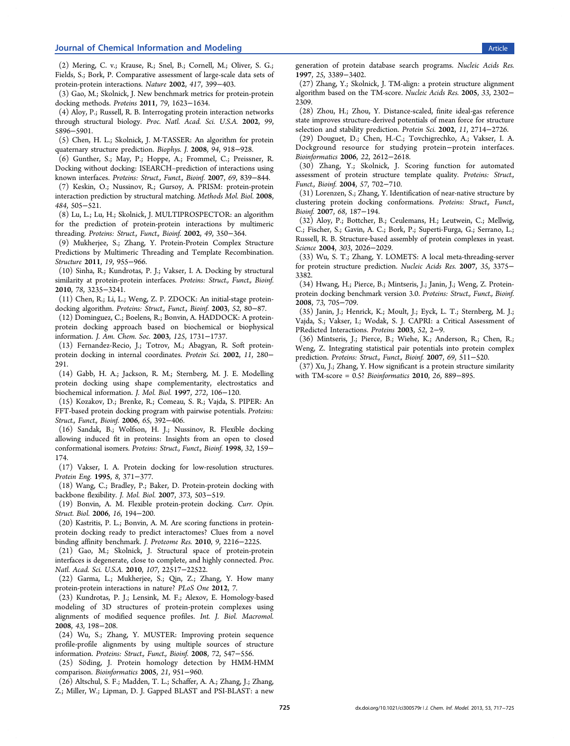(2) Mering, C. v.; Krause, R.; Snel, B.; Cornell, M.; Oliver, S. G.; Fields, S.; Bork, P. Comparative assessment of large-scale data sets of protein-protein interactions. *Nature* **2002**, *417*, 399−403.

(3) Gao, M.; Skolnick, J. New benchmark metrics for protein-protein docking methods. *Proteins* **2011**, *79*, 1623−1634.

(4) Aloy, P.; Russell, R. B. Interrogating protein interaction networks through structural biology. *Proc. Natl. Acad. Sci. U.S.A.* **2002**, *99*, 5896−5901.

(5) Chen, H. L.; Skolnick, J. M-TASSER: An algorithm for protein quaternary structure prediction. *Biophys. J.* **2008**, *94*, 918−928.

(6) Gunther, S.; May, P.; Hoppe, A.; Frommel, C.; Preissner, R. Docking without docking: ISEARCH–prediction of interactions using known interfaces. *Proteins: Struct., Funct., Bioinf.* **2007**, *69*, 839−844.

(7) Keskin, O.; Nussinov, R.; Gursoy, A. PRISM: protein-protein interaction prediction by structural matching. *Methods Mol. Biol.* **2008**, *484*, 505−521.

(8) Lu, L.; Lu, H.; Skolnick, J. MULTIPROSPECTOR: an algorithm for the prediction of protein-protein interactions by multimeric threading. *Proteins: Struct., Funct., Bioinf.* **2002**, *49*, 350−364.

(9) Mukherjee, S.; Zhang, Y. Protein-Protein Complex Structure Predictions by Multimeric Threading and Template Recombination. *Structure* **2011**, *19*, 955−966.

(10) Sinha, R.; Kundrotas, P. J.; Vakser, I. A. Docking by structural similarity at protein-protein interfaces. *Proteins: Struct., Funct., Bioinf.* **2010**, *78*, 3235−3241.

(11) Chen, R.; Li, L.; Weng, Z. P. ZDOCK: An initial-stage protein-docking algorithm. *Proteins: Struct., Funct., Bioinf.* **2003**, *52*, 80−87.

(12) Dominguez, C.; Boelens, R.; Bonvin, A. HADDOCK: A protein-protein docking approach based on biochemical or biophysical information. *J. Am. Chem. Soc.* **2003**, *125*, 1731−1737.

(13) Fernandez-Recio, J.; Totrov, M.; Abagyan, R. Soft protein-protein docking in internal coordinates. *Protein Sci.* **2002**, *11*, 280−291.

(14) Gabb, H. A.; Jackson, R. M.; Sternberg, M. J. E. Modelling protein docking using shape complementarity, electrostatics and biochemical information. *J. Mol. Biol.* **1997**, *272*, 106−120.

(15) Kozakov, D.; Brenke, R.; Comeau, S. R.; Vajda, S. PIPER: An FFT-based protein docking program with pairwise potentials. *Proteins: Struct., Funct., Bioinf.* **2006**, *65*, 392−406.

(16) Sandak, B.; Wolfson, H. J.; Nussinov, R. Flexible docking allowing induced fit in proteins: Insights from an open to closed conformational isomers. *Proteins: Struct., Funct., Bioinf.* **1998**, *32*, 159−174.

(17) Vakser, I. A. Protein docking for low-resolution structures. *Protein Eng.* **1995**, *8*, 371−377.

(18) Wang, C.; Bradley, P.; Baker, D. Protein-protein docking with backbone flexibility. *J. Mol. Biol.* **2007**, *373*, 503−519.

(19) Bonvin, A. M. Flexible protein-protein docking. *Curr. Opin. Struct. Biol.* **2006**, *16*, 194−200.

(20) Kastritis, P. L.; Bonvin, A. M. Are scoring functions in protein-protein docking ready to predict interactomes? Clues from a novel binding affinity benchmark. *J. Proteome Res.* **2010**, *9*, 2216−2225.

(21) Gao, M.; Skolnick, J. Structural space of protein-protein interfaces is degenerate, close to complete, and highly connected. *Proc. Natl. Acad. Sci. U.S.A.* **2010**, *107*, 22517−22522.

(22) Garma, L.; Mukherjee, S.; Qin, Z.; Zhang, Y. How many protein-protein interactions in nature? *PLoS One* **2012**, *7*.

(23) Kundrotas, P. J.; Lensink, M. F.; Alexov, E. Homology-based modeling of 3D structures of protein-protein complexes using alignments of modified sequence profiles. *Int. J. Biol. Macromol.* **2008**, *43*, 198−208.

(24) Wu, S.; Zhang, Y. MUSTER: Improving protein sequence profile-profile alignments by using multiple sources of structure information. *Proteins: Struct., Funct., Bioinf.* **2008**, *72*, 547−556.

(25) Söding, J. Protein homology detection by HMM-HMM comparison. *Bioinformatics* **2005**, *21*, 951−960.

(26) Altschul, S. F.; Madden, T. L.; Schaffer, A. A.; Zhang, J.; Zhang, Z.; Miller, W.; Lipman, D. J. Gapped BLAST and PSI-BLAST: a new generation of protein database search programs. *Nucleic Acids Res.* **1997**, *25*, 3389−3402.

(27) Zhang, Y.; Skolnick, J. TM-align: a protein structure alignment algorithm based on the TM-score. *Nucleic Acids Res.* **2005**, *33*, 2302−2309.

(28) Zhou, H.; Zhou, Y. Distance-scaled, finite ideal-gas reference state improves structure-derived potentials of mean force for structure selection and stability prediction. *Protein Sci.* **2002**, *11*, 2714−2726.

(29) Douguet, D.; Chen, H.-C.; Tovchigrechko, A.; Vakser, I. A. Dockground resource for studying protein−protein interfaces. *Bioinformatics* **2006**, *22*, 2612−2618.

(30) Zhang, Y.; Skolnick, J. Scoring function for automated assessment of protein structure template quality. *Proteins: Struct., Funct., Bioinf.* **2004**, *57*, 702−710.

(31) Lorenzen, S.; Zhang, Y. Identification of near-native structure by clustering protein docking conformations. *Proteins: Struct., Funct., Bioinf.* **2007**, *68*, 187−194.

(32) Aloy, P.; Bottcher, B.; Ceulemans, H.; Leutwein, C.; Mellwig, C.; Fischer, S.; Gavin, A. C.; Bork, P.; Superti-Furga, G.; Serrano, L.; Russell, R. B. Structure-based assembly of protein complexes in yeast. *Science* **2004**, *303*, 2026−2029.

(33) Wu, S. T.; Zhang, Y. LOMETS: A local meta-threading-server for protein structure prediction. *Nucleic Acids Res.* **2007**, *35*, 3375−3382.

(34) Hwang, H.; Pierce, B.; Mintseris, J.; Janin, J.; Weng, Z. Protein-protein docking benchmark version 3.0. *Proteins: Struct., Funct., Bioinf.* **2008**, *73*, 705−709.

(35) Janin, J.; Henrick, K.; Moult, J.; Eyck, L. T.; Sternberg, M. J.; Vajda, S.; Vakser, I.; Wodak, S. J. CAPRI: a Critical Assessment of PRedicted Interactions. *Proteins* **2003**, *52*, 2−9.

(36) Mintseris, J.; Pierce, B.; Wiehe, K.; Anderson, R.; Chen, R.; Weng, Z. Integrating statistical pair potentials into protein complex prediction. *Proteins: Struct., Funct., Bioinf.* **2007**, *69*, 511−520.

(37) Xu, J.; Zhang, Y. How significant is a protein structure similarity with TM-score = 0.5? *Bioinformatics* **2010**, *26*, 889−895.